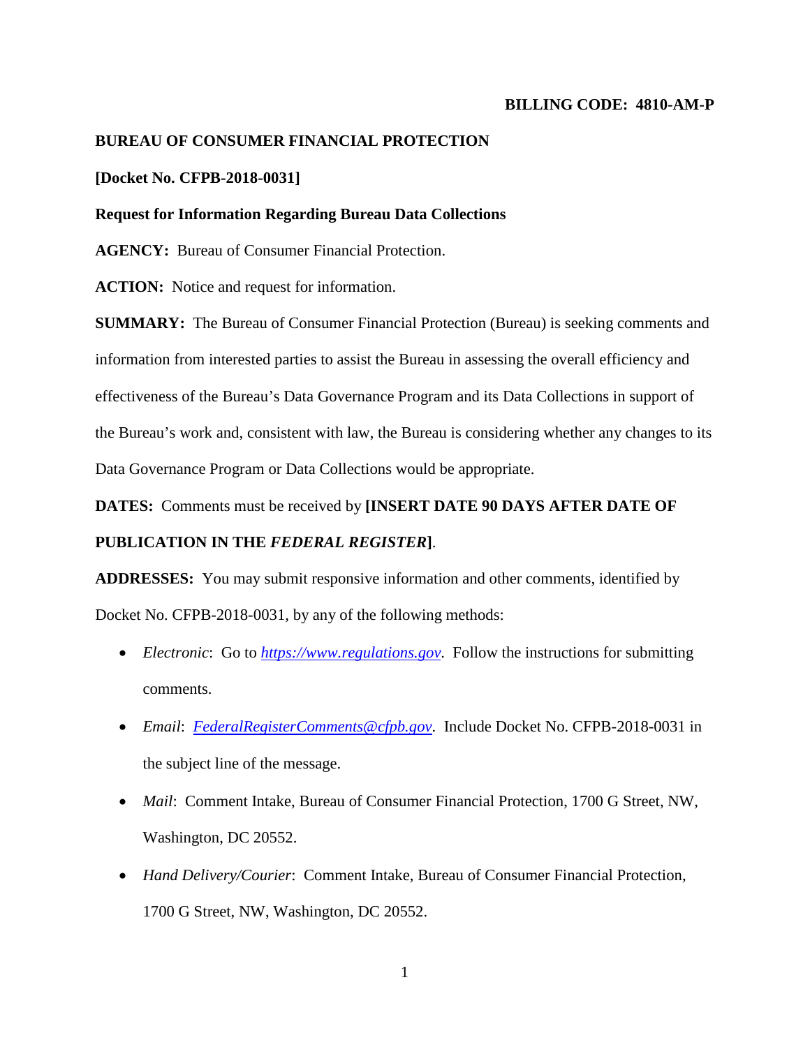**BILLING CODE: 4810-AM-P**

**BUREAU OF CONSUMER FINANCIAL PROTECTION**

**[Docket No. CFPB-2018-0031]**

**Request for Information Regarding Bureau Data Collections**

**AGENCY:** Bureau of Consumer Financial Protection.

**ACTION:** Notice and request for information.

**SUMMARY:** The Bureau of Consumer Financial Protection (Bureau) is seeking comments and information from interested parties to assist the Bureau in assessing the overall efficiency and effectiveness of the Bureau's Data Governance Program and its Data Collections in support of the Bureau's work and, consistent with law, the Bureau is considering whether any changes to its Data Governance Program or Data Collections would be appropriate.

**DATES:** Comments must be received by **[INSERT DATE 90 DAYS AFTER DATE OF PUBLICATION IN THE *FEDERAL REGISTER*]**.

**ADDRESSES:** You may submit responsive information and other comments, identified by Docket No. CFPB-2018-0031, by any of the following methods:

- *Electronic*: Go to *https://www.regulations.gov*. Follow the instructions for submitting comments.
- *Email*: *FederalRegisterComments@cfpb.gov*. Include Docket No. CFPB-2018-0031 in the subject line of the message.
- *Mail*: Comment Intake, Bureau of Consumer Financial Protection, 1700 G Street, NW, Washington, DC 20552.
- *Hand Delivery/Courier*: Comment Intake, Bureau of Consumer Financial Protection, 1700 G Street, NW, Washington, DC 20552.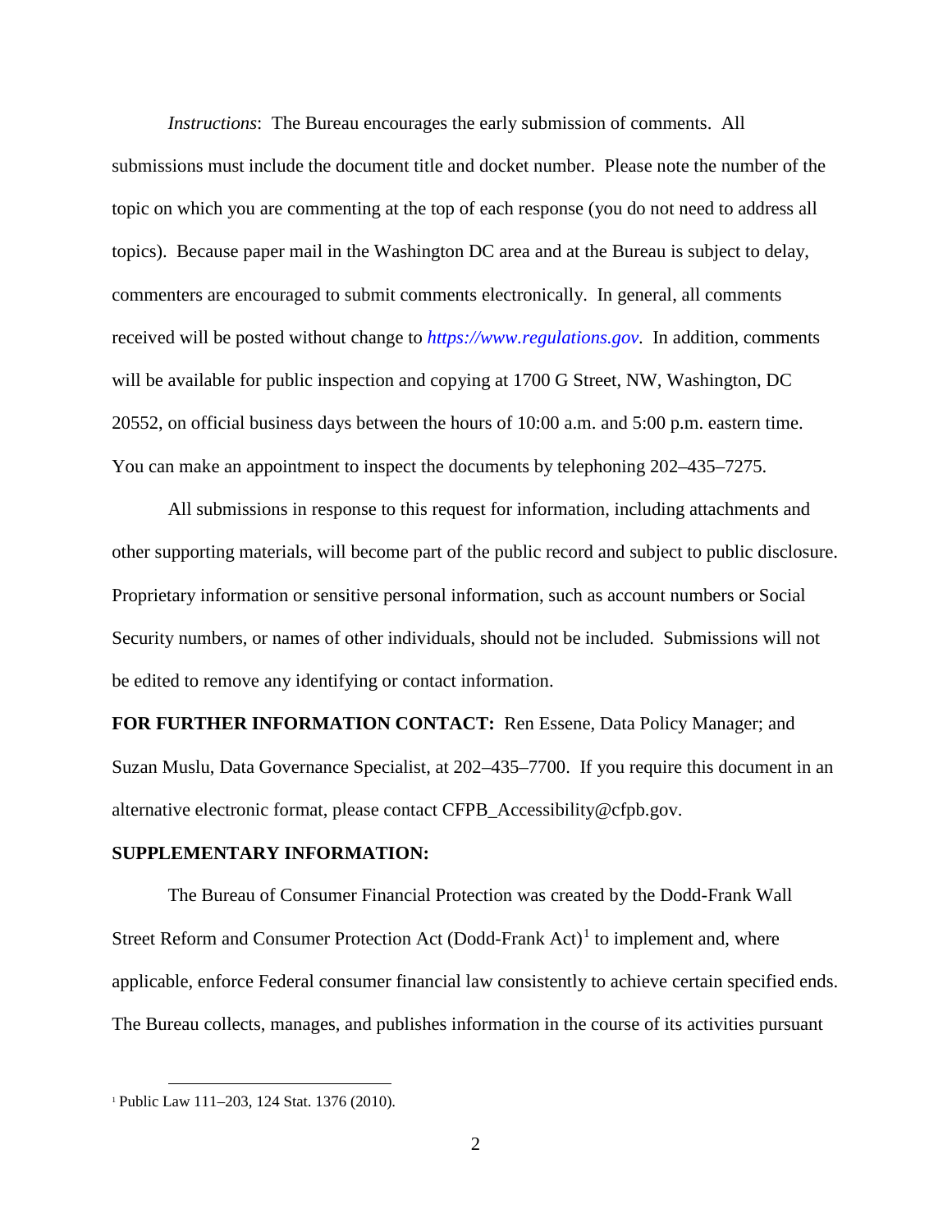*Instructions*: The Bureau encourages the early submission of comments. All submissions must include the document title and docket number. Please note the number of the topic on which you are commenting at the top of each response (you do not need to address all topics). Because paper mail in the Washington DC area and at the Bureau is subject to delay, commenters are encouraged to submit comments electronically. In general, all comments received will be posted without change to *https://www.regulations.gov*. In addition, comments will be available for public inspection and copying at 1700 G Street, NW, Washington, DC 20552, on official business days between the hours of 10:00 a.m. and 5:00 p.m. eastern time. You can make an appointment to inspect the documents by telephoning 202–435–7275.

All submissions in response to this request for information, including attachments and other supporting materials, will become part of the public record and subject to public disclosure. Proprietary information or sensitive personal information, such as account numbers or Social Security numbers, or names of other individuals, should not be included. Submissions will not be edited to remove any identifying or contact information.

**FOR FURTHER INFORMATION CONTACT:** Ren Essene, Data Policy Manager; and Suzan Muslu, Data Governance Specialist, at 202–435–7700. If you require this document in an alternative electronic format, please contact CFPB_Accessibility@cfpb.gov.

**SUPPLEMENTARY INFORMATION:**

The Bureau of Consumer Financial Protection was created by the Dodd-Frank Wall Street Reform and Consumer Protection Act (Dodd-Frank Act)[1] to implement and, where applicable, enforce Federal consumer financial law consistently to achieve certain specified ends. The Bureau collects, manages, and publishes information in the course of its activities pursuant

[1] Public Law 111–203, 124 Stat. 1376 (2010).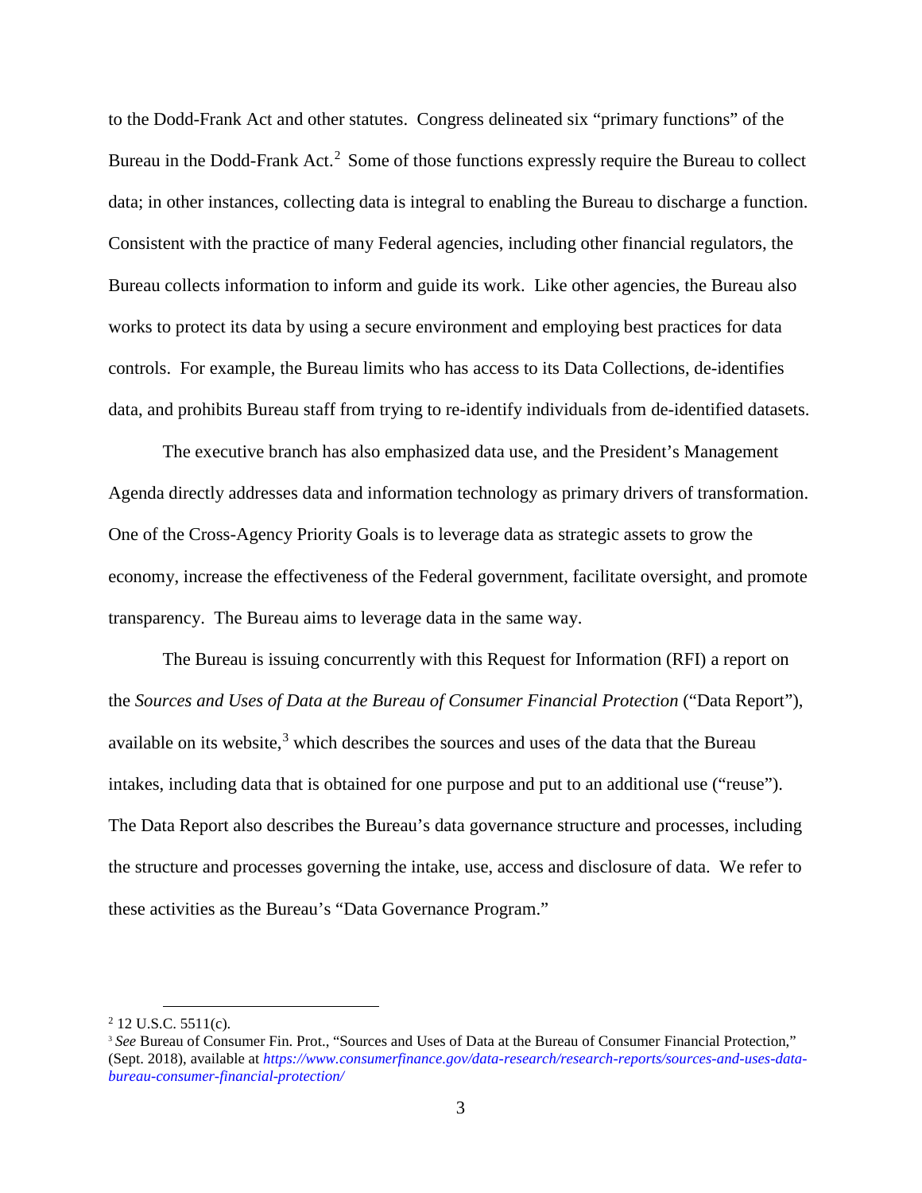to the Dodd-Frank Act and other statutes. Congress delineated six "primary functions" of the Bureau in the Dodd-Frank Act.[2] Some of those functions expressly require the Bureau to collect data; in other instances, collecting data is integral to enabling the Bureau to discharge a function. Consistent with the practice of many Federal agencies, including other financial regulators, the Bureau collects information to inform and guide its work. Like other agencies, the Bureau also works to protect its data by using a secure environment and employing best practices for data controls. For example, the Bureau limits who has access to its Data Collections, de-identifies data, and prohibits Bureau staff from trying to re-identify individuals from de-identified datasets.

The executive branch has also emphasized data use, and the President's Management Agenda directly addresses data and information technology as primary drivers of transformation. One of the Cross-Agency Priority Goals is to leverage data as strategic assets to grow the economy, increase the effectiveness of the Federal government, facilitate oversight, and promote transparency. The Bureau aims to leverage data in the same way.

The Bureau is issuing concurrently with this Request for Information (RFI) a report on the *Sources and Uses of Data at the Bureau of Consumer Financial Protection* ("Data Report"), available on its website,[3] which describes the sources and uses of the data that the Bureau intakes, including data that is obtained for one purpose and put to an additional use ("reuse"). The Data Report also describes the Bureau's data governance structure and processes, including the structure and processes governing the intake, use, access and disclosure of data. We refer to these activities as the Bureau's "Data Governance Program."

---

[2] 12 U.S.C. 5511(c).

[3] *See* Bureau of Consumer Fin. Prot., "Sources and Uses of Data at the Bureau of Consumer Financial Protection," (Sept. 2018), available at *https://www.consumerfinance.gov/data-research/research-reports/sources-and-uses-data-bureau-consumer-financial-protection/*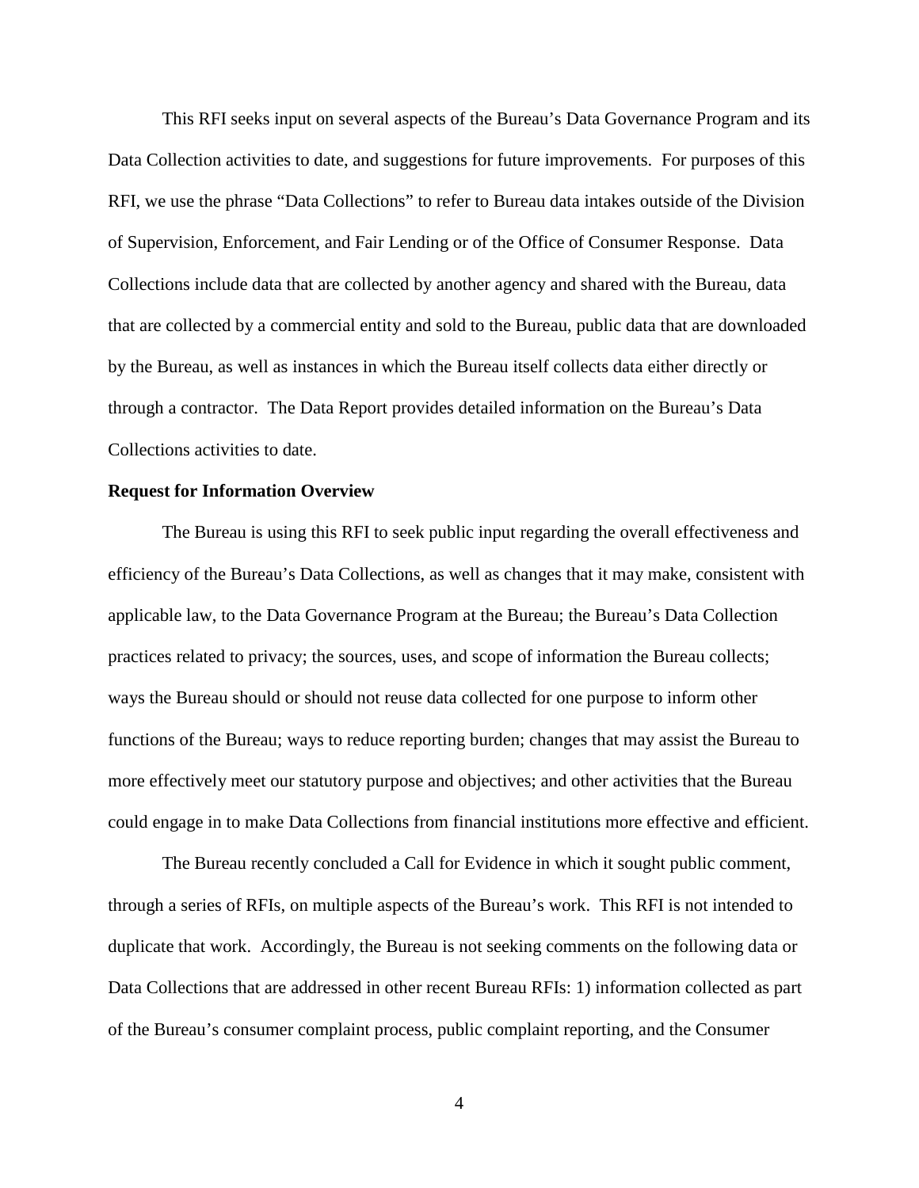This RFI seeks input on several aspects of the Bureau's Data Governance Program and its Data Collection activities to date, and suggestions for future improvements. For purposes of this RFI, we use the phrase "Data Collections" to refer to Bureau data intakes outside of the Division of Supervision, Enforcement, and Fair Lending or of the Office of Consumer Response. Data Collections include data that are collected by another agency and shared with the Bureau, data that are collected by a commercial entity and sold to the Bureau, public data that are downloaded by the Bureau, as well as instances in which the Bureau itself collects data either directly or through a contractor. The Data Report provides detailed information on the Bureau's Data Collections activities to date.

**Request for Information Overview**

The Bureau is using this RFI to seek public input regarding the overall effectiveness and efficiency of the Bureau's Data Collections, as well as changes that it may make, consistent with applicable law, to the Data Governance Program at the Bureau; the Bureau's Data Collection practices related to privacy; the sources, uses, and scope of information the Bureau collects; ways the Bureau should or should not reuse data collected for one purpose to inform other functions of the Bureau; ways to reduce reporting burden; changes that may assist the Bureau to more effectively meet our statutory purpose and objectives; and other activities that the Bureau could engage in to make Data Collections from financial institutions more effective and efficient.

The Bureau recently concluded a Call for Evidence in which it sought public comment, through a series of RFIs, on multiple aspects of the Bureau's work. This RFI is not intended to duplicate that work. Accordingly, the Bureau is not seeking comments on the following data or Data Collections that are addressed in other recent Bureau RFIs: 1) information collected as part of the Bureau's consumer complaint process, public complaint reporting, and the Consumer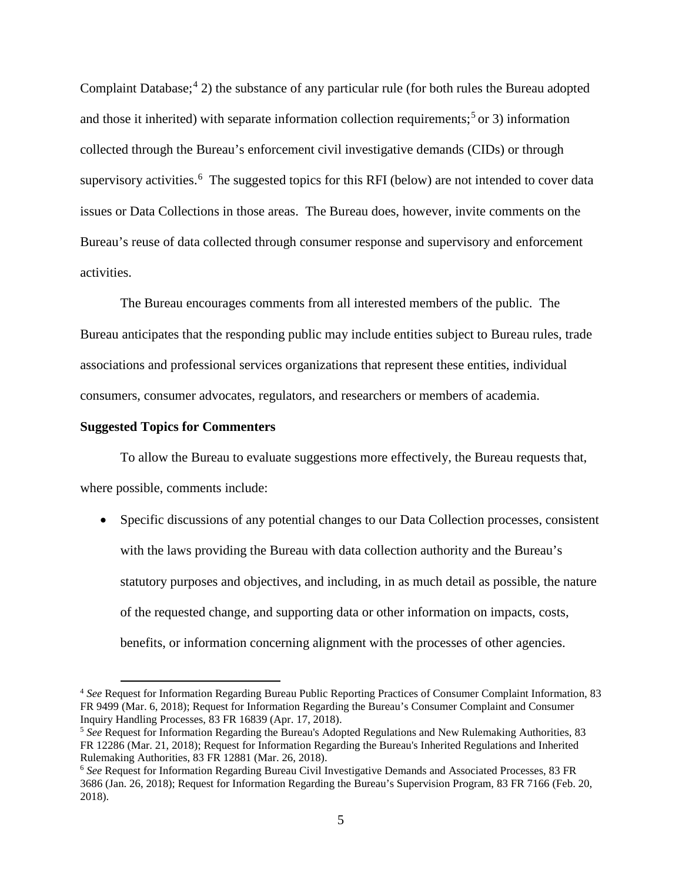Complaint Database;[4] 2) the substance of any particular rule (for both rules the Bureau adopted and those it inherited) with separate information collection requirements;[5] or 3) information collected through the Bureau's enforcement civil investigative demands (CIDs) or through supervisory activities.[6] The suggested topics for this RFI (below) are not intended to cover data issues or Data Collections in those areas. The Bureau does, however, invite comments on the Bureau's reuse of data collected through consumer response and supervisory and enforcement activities.

The Bureau encourages comments from all interested members of the public. The Bureau anticipates that the responding public may include entities subject to Bureau rules, trade associations and professional services organizations that represent these entities, individual consumers, consumer advocates, regulators, and researchers or members of academia.

**Suggested Topics for Commenters**

To allow the Bureau to evaluate suggestions more effectively, the Bureau requests that, where possible, comments include:

- Specific discussions of any potential changes to our Data Collection processes, consistent with the laws providing the Bureau with data collection authority and the Bureau's statutory purposes and objectives, and including, in as much detail as possible, the nature of the requested change, and supporting data or other information on impacts, costs, benefits, or information concerning alignment with the processes of other agencies.

---

[4] *See* Request for Information Regarding Bureau Public Reporting Practices of Consumer Complaint Information, 83 FR 9499 (Mar. 6, 2018); Request for Information Regarding the Bureau's Consumer Complaint and Consumer Inquiry Handling Processes, 83 FR 16839 (Apr. 17, 2018).

[5] *See* Request for Information Regarding the Bureau's Adopted Regulations and New Rulemaking Authorities, 83 FR 12286 (Mar. 21, 2018); Request for Information Regarding the Bureau's Inherited Regulations and Inherited Rulemaking Authorities, 83 FR 12881 (Mar. 26, 2018).

[6] *See* Request for Information Regarding Bureau Civil Investigative Demands and Associated Processes, 83 FR 3686 (Jan. 26, 2018); Request for Information Regarding the Bureau's Supervision Program, 83 FR 7166 (Feb. 20, 2018).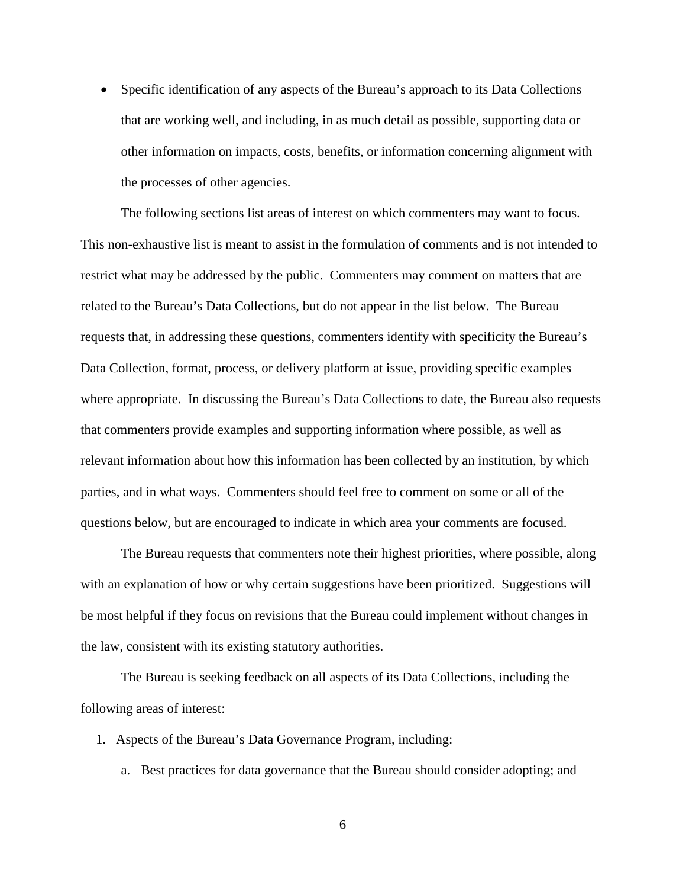- Specific identification of any aspects of the Bureau's approach to its Data Collections that are working well, and including, in as much detail as possible, supporting data or other information on impacts, costs, benefits, or information concerning alignment with the processes of other agencies.

The following sections list areas of interest on which commenters may want to focus. This non-exhaustive list is meant to assist in the formulation of comments and is not intended to restrict what may be addressed by the public. Commenters may comment on matters that are related to the Bureau's Data Collections, but do not appear in the list below. The Bureau requests that, in addressing these questions, commenters identify with specificity the Bureau's Data Collection, format, process, or delivery platform at issue, providing specific examples where appropriate. In discussing the Bureau's Data Collections to date, the Bureau also requests that commenters provide examples and supporting information where possible, as well as relevant information about how this information has been collected by an institution, by which parties, and in what ways. Commenters should feel free to comment on some or all of the questions below, but are encouraged to indicate in which area your comments are focused.

The Bureau requests that commenters note their highest priorities, where possible, along with an explanation of how or why certain suggestions have been prioritized. Suggestions will be most helpful if they focus on revisions that the Bureau could implement without changes in the law, consistent with its existing statutory authorities.

The Bureau is seeking feedback on all aspects of its Data Collections, including the following areas of interest:

1. Aspects of the Bureau's Data Governance Program, including:
   a. Best practices for data governance that the Bureau should consider adopting; and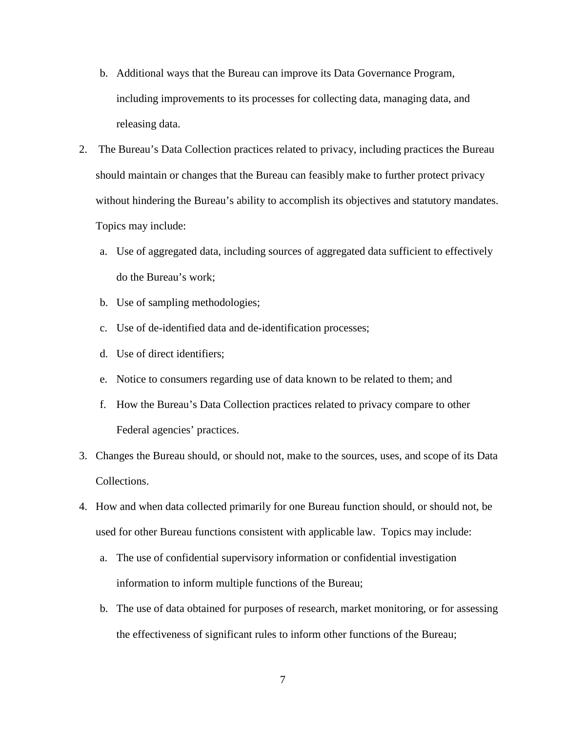b. Additional ways that the Bureau can improve its Data Governance Program, including improvements to its processes for collecting data, managing data, and releasing data.

2. The Bureau's Data Collection practices related to privacy, including practices the Bureau should maintain or changes that the Bureau can feasibly make to further protect privacy without hindering the Bureau's ability to accomplish its objectives and statutory mandates. Topics may include:
   a. Use of aggregated data, including sources of aggregated data sufficient to effectively do the Bureau's work;
   b. Use of sampling methodologies;
   c. Use of de-identified data and de-identification processes;
   d. Use of direct identifiers;
   e. Notice to consumers regarding use of data known to be related to them; and
   f. How the Bureau's Data Collection practices related to privacy compare to other Federal agencies' practices.
3. Changes the Bureau should, or should not, make to the sources, uses, and scope of its Data Collections.
4. How and when data collected primarily for one Bureau function should, or should not, be used for other Bureau functions consistent with applicable law. Topics may include:
   a. The use of confidential supervisory information or confidential investigation information to inform multiple functions of the Bureau;
   b. The use of data obtained for purposes of research, market monitoring, or for assessing the effectiveness of significant rules to inform other functions of the Bureau;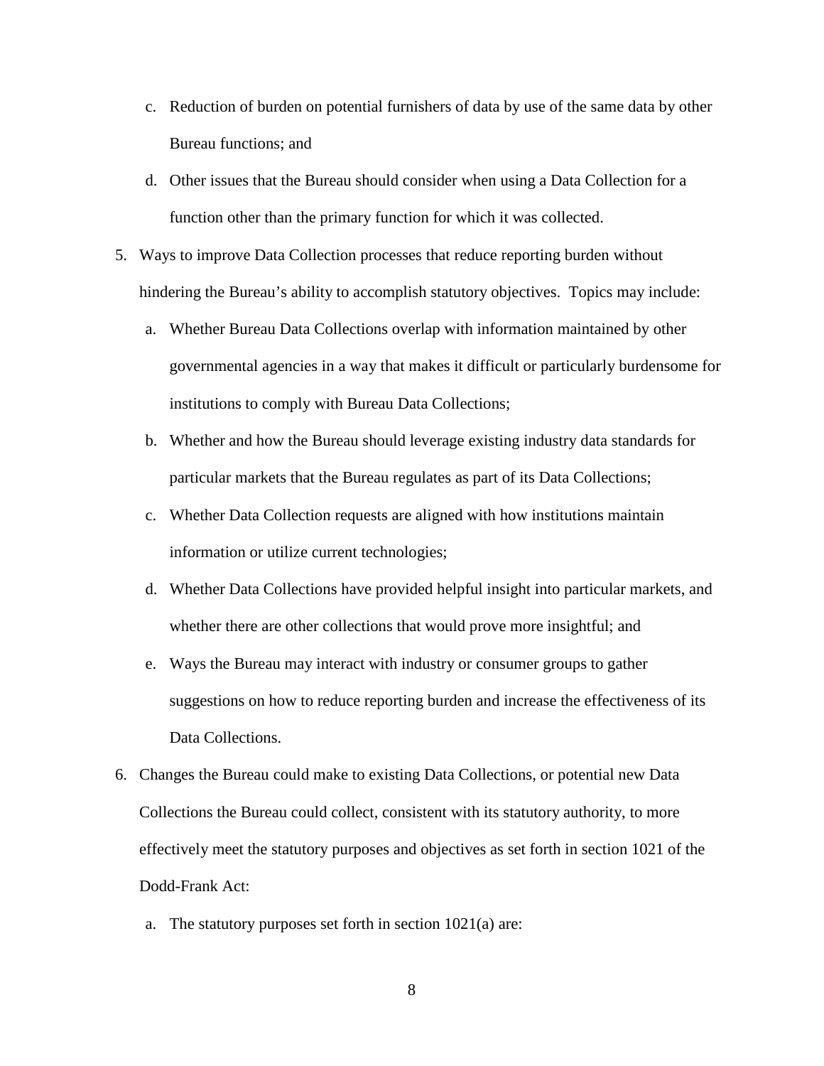c. Reduction of burden on potential furnishers of data by use of the same data by other Bureau functions; and

   d. Other issues that the Bureau should consider when using a Data Collection for a function other than the primary function for which it was collected.

5. Ways to improve Data Collection processes that reduce reporting burden without hindering the Bureau's ability to accomplish statutory objectives. Topics may include:

   a. Whether Bureau Data Collections overlap with information maintained by other governmental agencies in a way that makes it difficult or particularly burdensome for institutions to comply with Bureau Data Collections;

   b. Whether and how the Bureau should leverage existing industry data standards for particular markets that the Bureau regulates as part of its Data Collections;

   c. Whether Data Collection requests are aligned with how institutions maintain information or utilize current technologies;

   d. Whether Data Collections have provided helpful insight into particular markets, and whether there are other collections that would prove more insightful; and

   e. Ways the Bureau may interact with industry or consumer groups to gather suggestions on how to reduce reporting burden and increase the effectiveness of its Data Collections.

6. Changes the Bureau could make to existing Data Collections, or potential new Data Collections the Bureau could collect, consistent with its statutory authority, to more effectively meet the statutory purposes and objectives as set forth in section 1021 of the Dodd-Frank Act:

   a. The statutory purposes set forth in section 1021(a) are: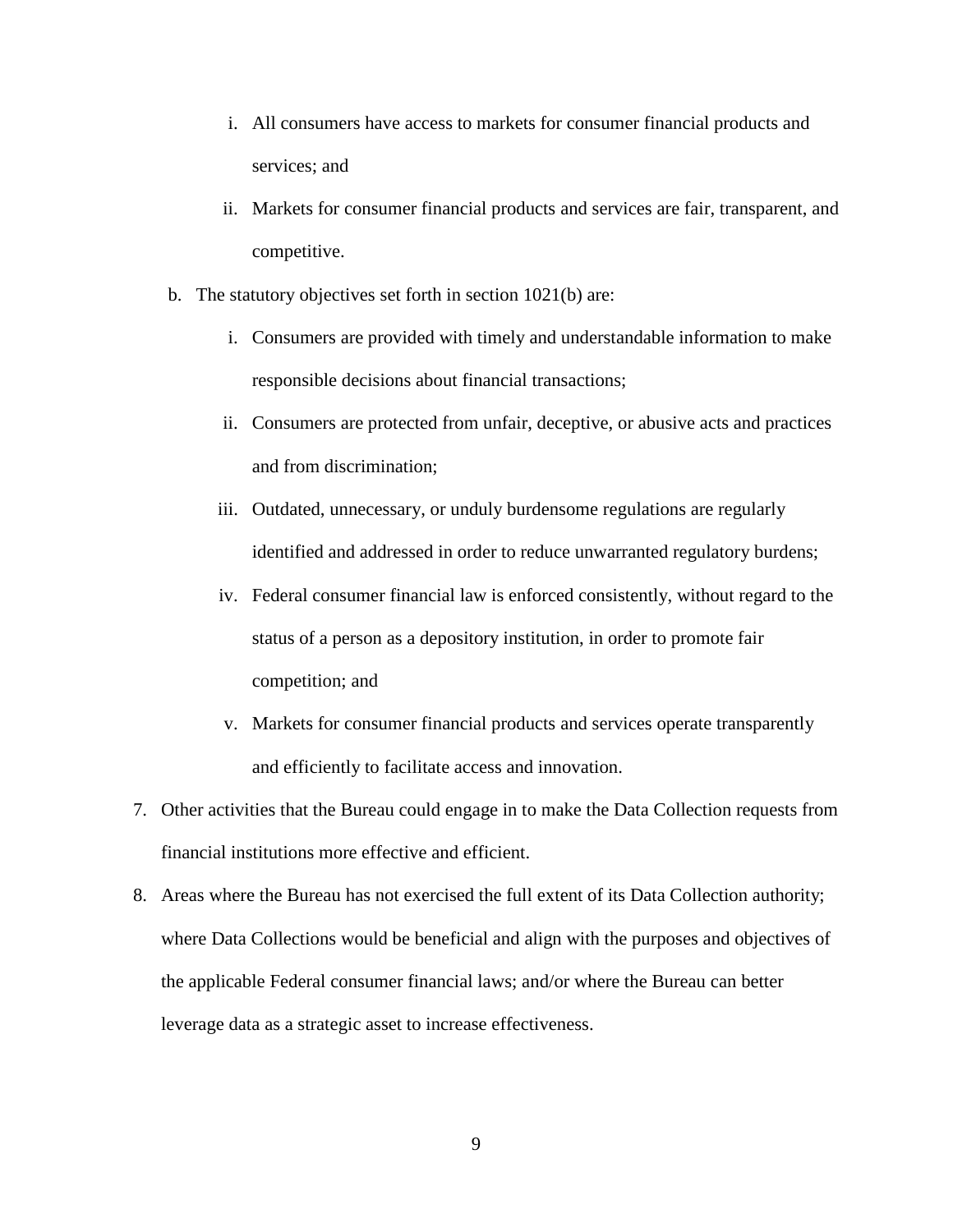i. All consumers have access to markets for consumer financial products and services; and
   ii. Markets for consumer financial products and services are fair, transparent, and competitive.

b. The statutory objectives set forth in section 1021(b) are:
   i. Consumers are provided with timely and understandable information to make responsible decisions about financial transactions;
   ii. Consumers are protected from unfair, deceptive, or abusive acts and practices and from discrimination;
   iii. Outdated, unnecessary, or unduly burdensome regulations are regularly identified and addressed in order to reduce unwarranted regulatory burdens;
   iv. Federal consumer financial law is enforced consistently, without regard to the status of a person as a depository institution, in order to promote fair competition; and
   v. Markets for consumer financial products and services operate transparently and efficiently to facilitate access and innovation.

7. Other activities that the Bureau could engage in to make the Data Collection requests from financial institutions more effective and efficient.
8. Areas where the Bureau has not exercised the full extent of its Data Collection authority; where Data Collections would be beneficial and align with the purposes and objectives of the applicable Federal consumer financial laws; and/or where the Bureau can better leverage data as a strategic asset to increase effectiveness.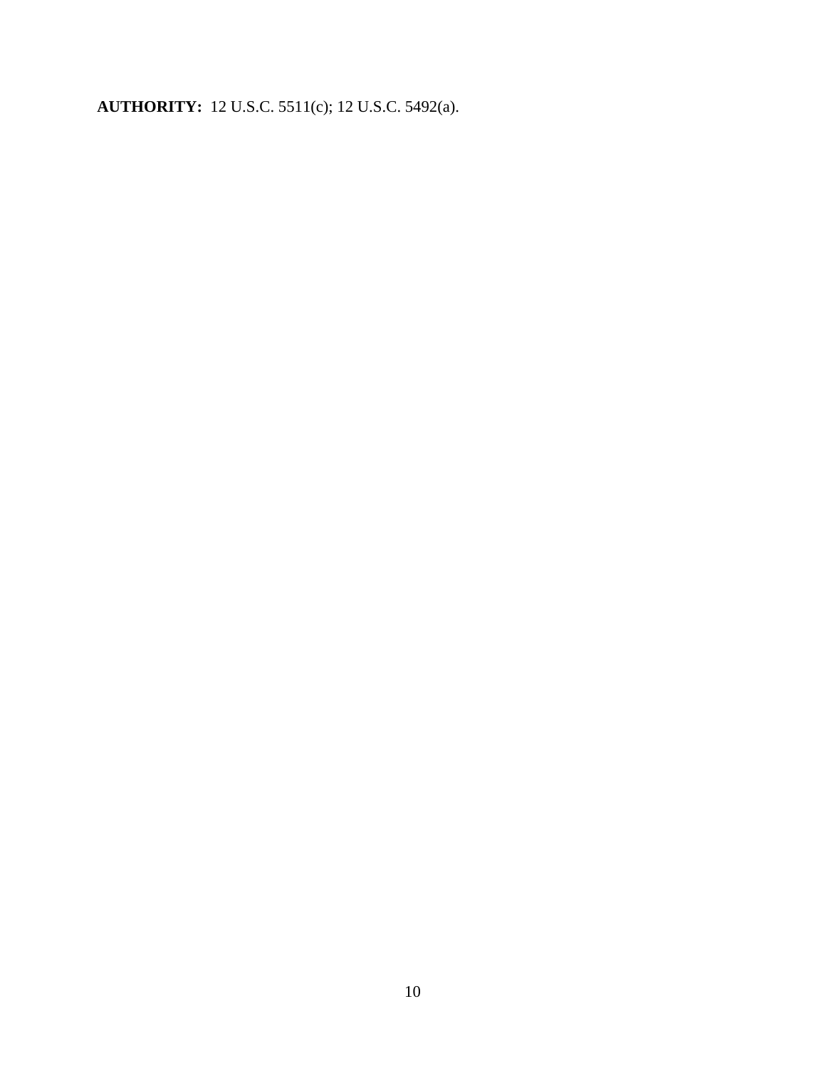**AUTHORITY:** 12 U.S.C. 5511(c); 12 U.S.C. 5492(a).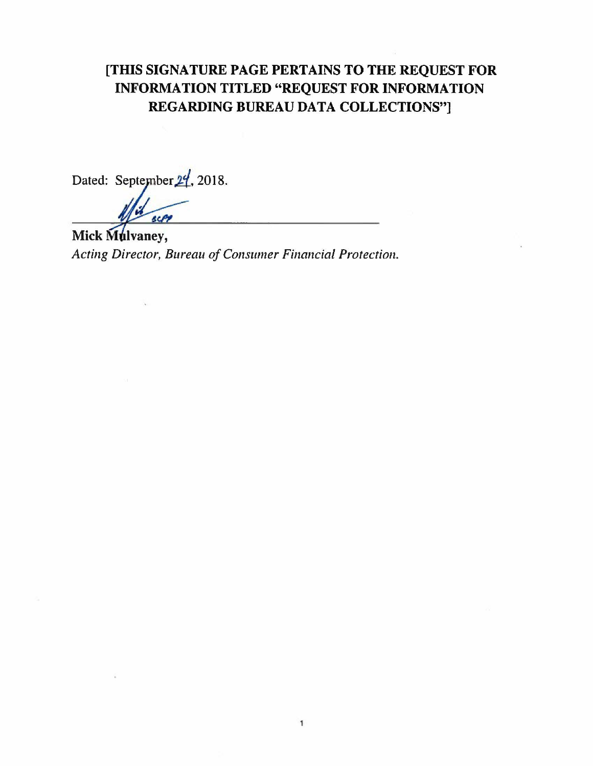**[THIS SIGNATURE PAGE PERTAINS TO THE REQUEST FOR INFORMATION TITLED "REQUEST FOR INFORMATION REGARDING BUREAU DATA COLLECTIONS"]**

Dated: September 24, 2018.

______________________________________

**Mick Mulvaney,**

*Acting Director, Bureau of Consumer Financial Protection.*